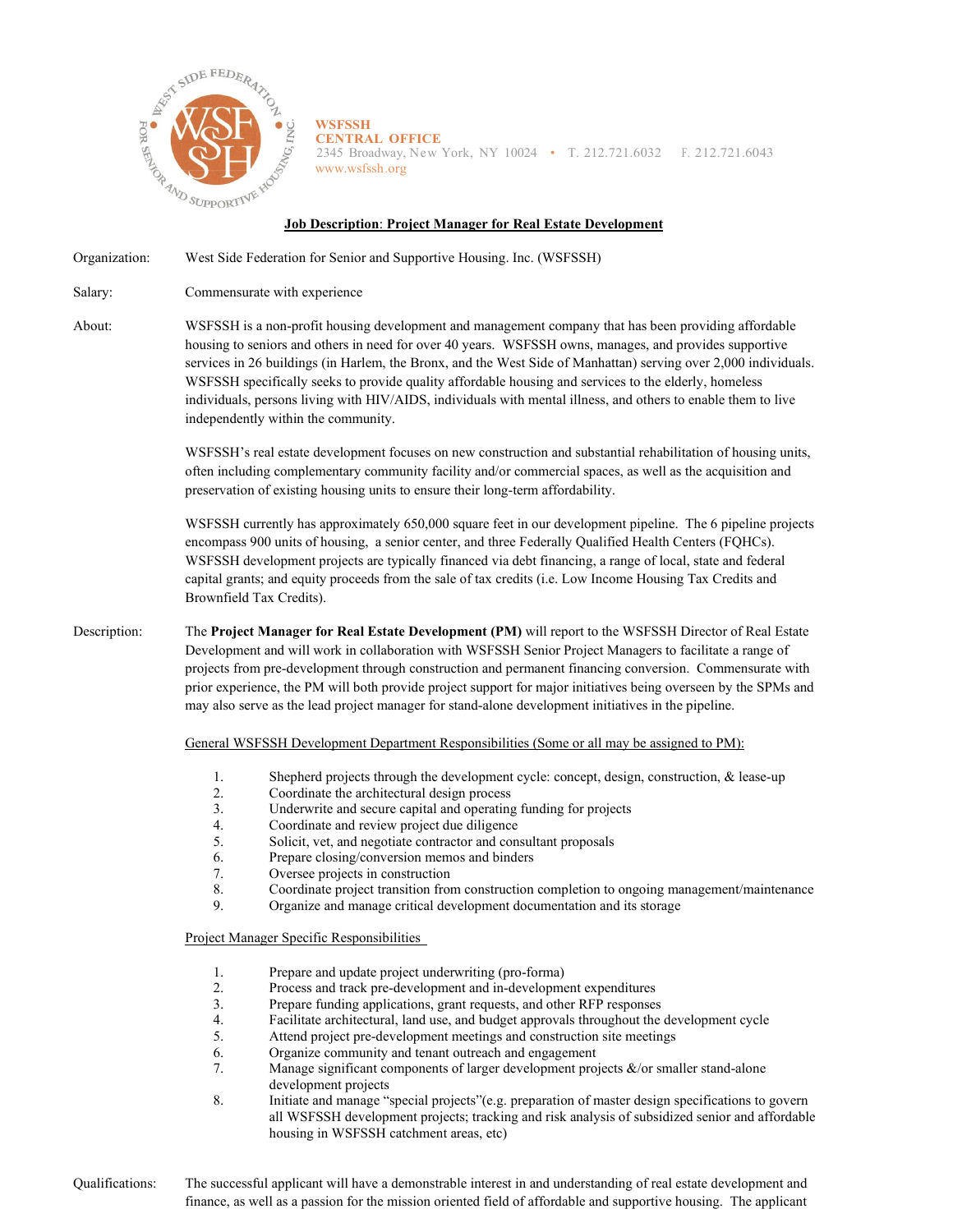**WSFSSH**
**CENTRAL OFFICE**
2345 Broadway, New York, NY 10024 • T. 212.721.6032 F. 212.721.6043
www.wsfssh.org

## Job Description: Project Manager for Real Estate Development

**Organization:** West Side Federation for Senior and Supportive Housing. Inc. (WSFSSH)

**Salary:** Commensurate with experience

**About:** WSFSSH is a non-profit housing development and management company that has been providing affordable housing to seniors and others in need for over 40 years. WSFSSH owns, manages, and provides supportive services in 26 buildings (in Harlem, the Bronx, and the West Side of Manhattan) serving over 2,000 individuals. WSFSSH specifically seeks to provide quality affordable housing and services to the elderly, homeless individuals, persons living with HIV/AIDS, individuals with mental illness, and others to enable them to live independently within the community.

WSFSSH's real estate development focuses on new construction and substantial rehabilitation of housing units, often including complementary community facility and/or commercial spaces, as well as the acquisition and preservation of existing housing units to ensure their long-term affordability.

WSFSSH currently has approximately 650,000 square feet in our development pipeline. The 6 pipeline projects encompass 900 units of housing, a senior center, and three Federally Qualified Health Centers (FQHCs). WSFSSH development projects are typically financed via debt financing, a range of local, state and federal capital grants; and equity proceeds from the sale of tax credits (i.e. Low Income Housing Tax Credits and Brownfield Tax Credits).

**Description:** The **Project Manager for Real Estate Development (PM)** will report to the WSFSSH Director of Real Estate Development and will work in collaboration with WSFSSH Senior Project Managers to facilitate a range of projects from pre-development through construction and permanent financing conversion. Commensurate with prior experience, the PM will both provide project support for major initiatives being overseen by the SPMs and may also serve as the lead project manager for stand-alone development initiatives in the pipeline.

General WSFSSH Development Department Responsibilities (Some or all may be assigned to PM):

1. Shepherd projects through the development cycle: concept, design, construction, & lease-up
2. Coordinate the architectural design process
3. Underwrite and secure capital and operating funding for projects
4. Coordinate and review project due diligence
5. Solicit, vet, and negotiate contractor and consultant proposals
6. Prepare closing/conversion memos and binders
7. Oversee projects in construction
8. Coordinate project transition from construction completion to ongoing management/maintenance
9. Organize and manage critical development documentation and its storage

Project Manager Specific Responsibilities

1. Prepare and update project underwriting (pro-forma)
2. Process and track pre-development and in-development expenditures
3. Prepare funding applications, grant requests, and other RFP responses
4. Facilitate architectural, land use, and budget approvals throughout the development cycle
5. Attend project pre-development meetings and construction site meetings
6. Organize community and tenant outreach and engagement
7. Manage significant components of larger development projects &/or smaller stand-alone development projects
8. Initiate and manage "special projects"(e.g. preparation of master design specifications to govern all WSFSSH development projects; tracking and risk analysis of subsidized senior and affordable housing in WSFSSH catchment areas, etc)

**Qualifications:** The successful applicant will have a demonstrable interest in and understanding of real estate development and finance, as well as a passion for the mission oriented field of affordable and supportive housing. The applicant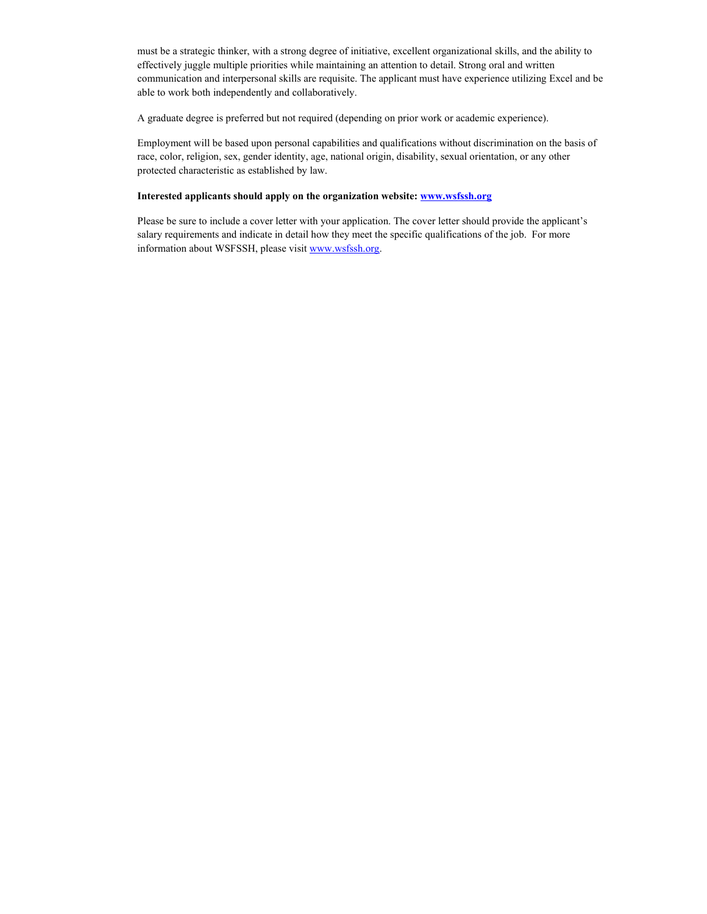must be a strategic thinker, with a strong degree of initiative, excellent organizational skills, and the ability to effectively juggle multiple priorities while maintaining an attention to detail. Strong oral and written communication and interpersonal skills are requisite. The applicant must have experience utilizing Excel and be able to work both independently and collaboratively.

A graduate degree is preferred but not required (depending on prior work or academic experience).

Employment will be based upon personal capabilities and qualifications without discrimination on the basis of race, color, religion, sex, gender identity, age, national origin, disability, sexual orientation, or any other protected characteristic as established by law.

**Interested applicants should apply on the organization website: www.wsfssh.org**

Please be sure to include a cover letter with your application. The cover letter should provide the applicant's salary requirements and indicate in detail how they meet the specific qualifications of the job. For more information about WSFSSH, please visit www.wsfssh.org.